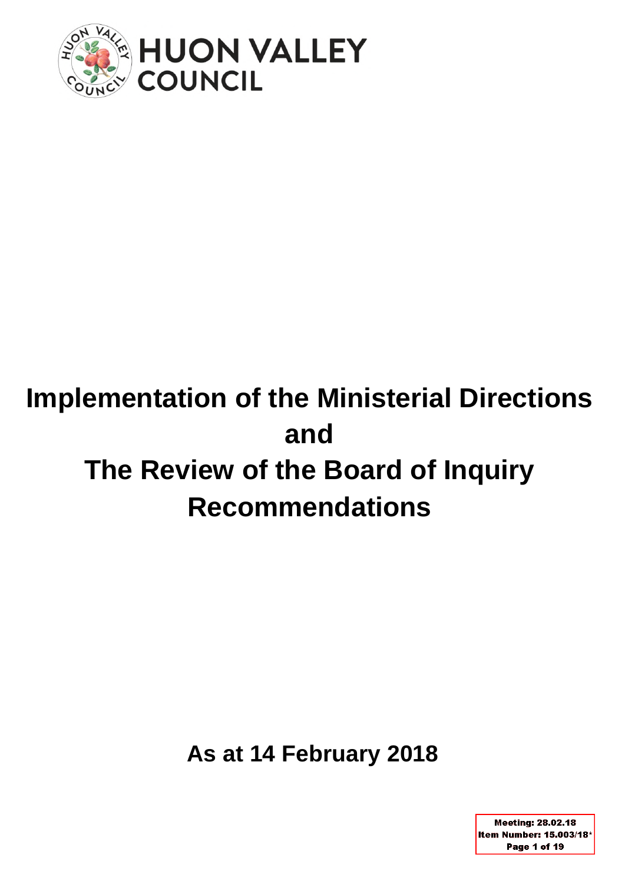HUON VALLEY COUNCIL

# Implementation of the Ministerial Directions and The Review of the Board of Inquiry Recommendations

**As at 14 February 2018**

Meeting: 28.02.18
Item Number: 15.003/18*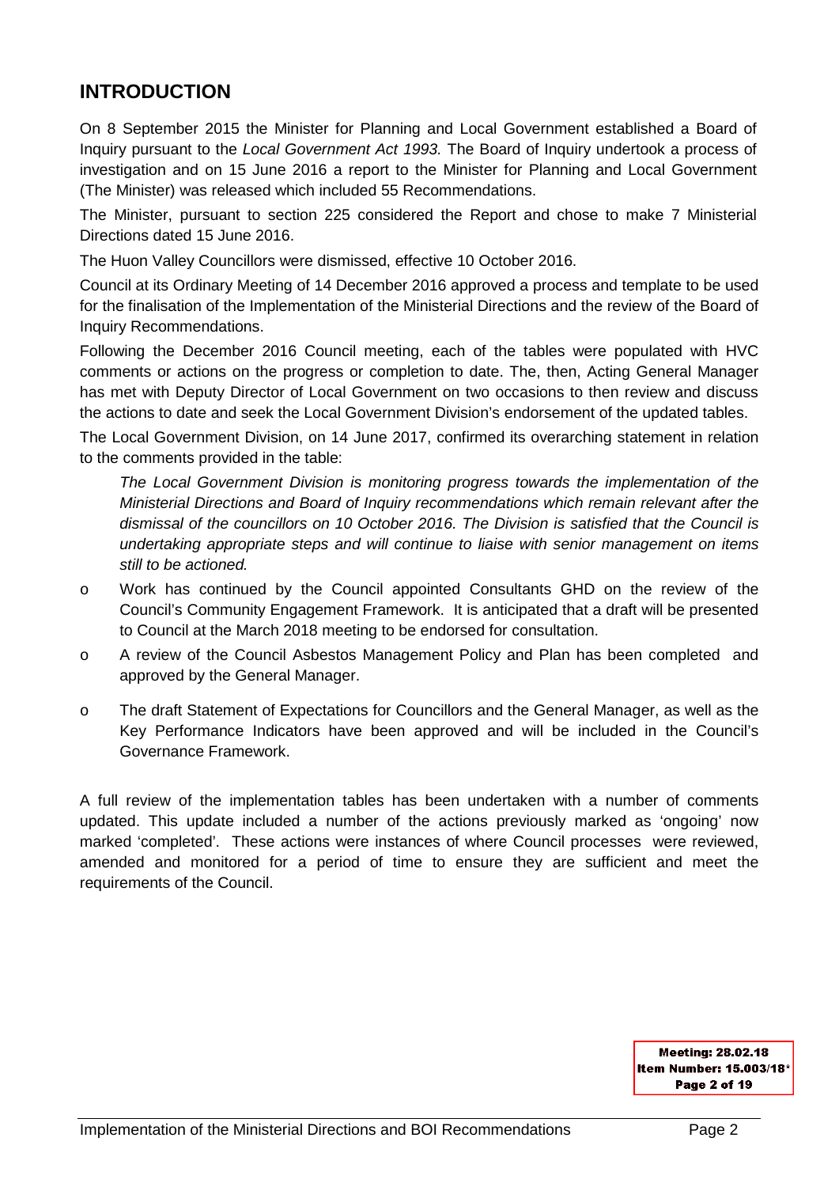## INTRODUCTION

On 8 September 2015 the Minister for Planning and Local Government established a Board of Inquiry pursuant to the *Local Government Act 1993.* The Board of Inquiry undertook a process of investigation and on 15 June 2016 a report to the Minister for Planning and Local Government (The Minister) was released which included 55 Recommendations.

The Minister, pursuant to section 225 considered the Report and chose to make 7 Ministerial Directions dated 15 June 2016.

The Huon Valley Councillors were dismissed, effective 10 October 2016.

Council at its Ordinary Meeting of 14 December 2016 approved a process and template to be used for the finalisation of the Implementation of the Ministerial Directions and the review of the Board of Inquiry Recommendations.

Following the December 2016 Council meeting, each of the tables were populated with HVC comments or actions on the progress or completion to date. The, then, Acting General Manager has met with Deputy Director of Local Government on two occasions to then review and discuss the actions to date and seek the Local Government Division's endorsement of the updated tables.

The Local Government Division, on 14 June 2017, confirmed its overarching statement in relation to the comments provided in the table:

> *The Local Government Division is monitoring progress towards the implementation of the Ministerial Directions and Board of Inquiry recommendations which remain relevant after the dismissal of the councillors on 10 October 2016. The Division is satisfied that the Council is undertaking appropriate steps and will continue to liaise with senior management on items still to be actioned.*

- Work has continued by the Council appointed Consultants GHD on the review of the Council's Community Engagement Framework. It is anticipated that a draft will be presented to Council at the March 2018 meeting to be endorsed for consultation.
- A review of the Council Asbestos Management Policy and Plan has been completed and approved by the General Manager.
- The draft Statement of Expectations for Councillors and the General Manager, as well as the Key Performance Indicators have been approved and will be included in the Council's Governance Framework.

A full review of the implementation tables has been undertaken with a number of comments updated. This update included a number of the actions previously marked as 'ongoing' now marked 'completed'. These actions were instances of where Council processes were reviewed, amended and monitored for a period of time to ensure they are sufficient and meet the requirements of the Council.

Meeting: 28.02.18
Item Number: 15.003/18*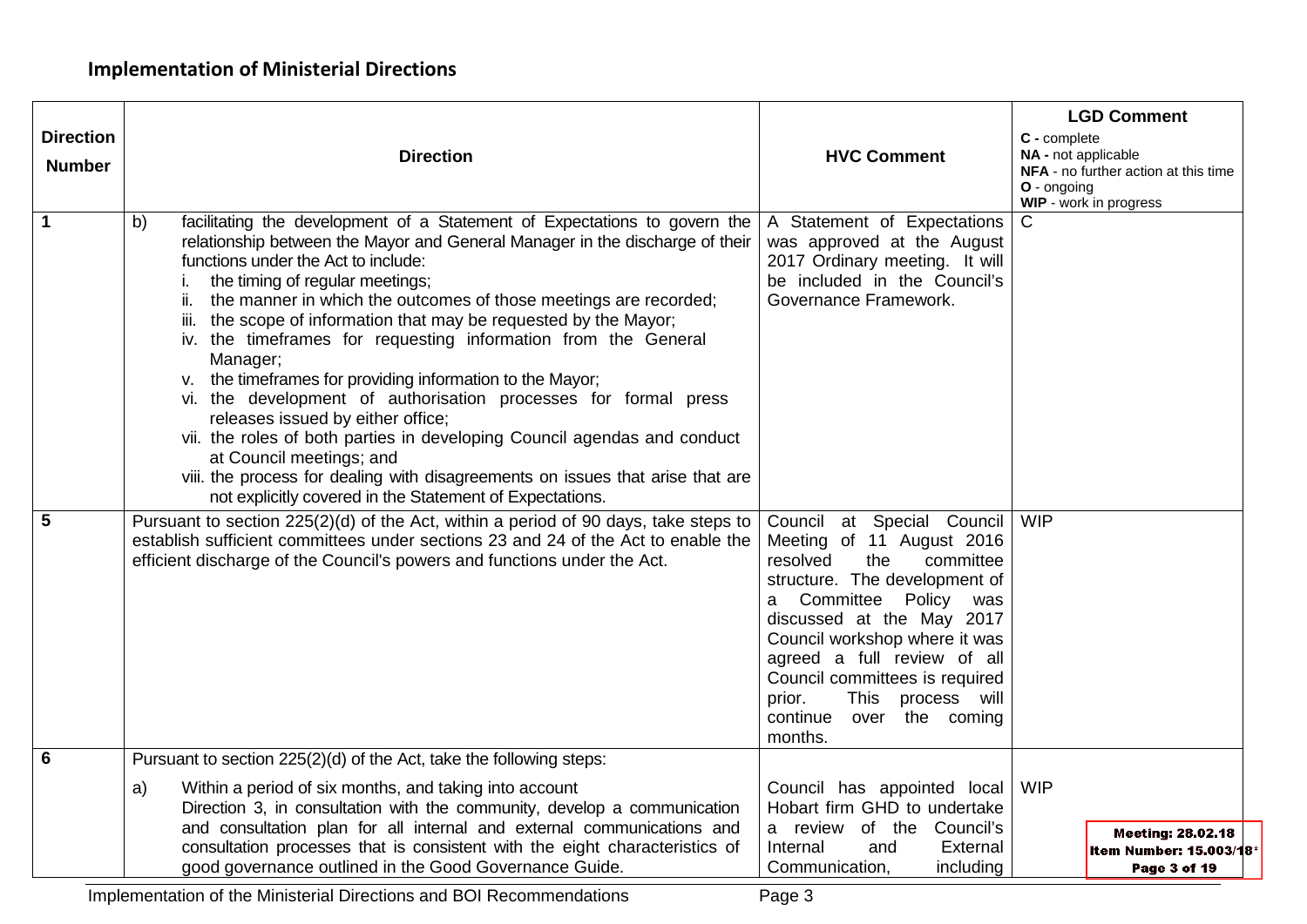## Implementation of Ministerial Directions

| Direction Number | Direction | HVC Comment | LGD Comment<br>**C -** complete<br>**NA -** not applicable<br>**NFA** - no further action at this time<br>**O** - ongoing<br>**WIP** - work in progress |
|---|---|---|---|
| **1** | b) facilitating the development of a Statement of Expectations to govern the relationship between the Mayor and General Manager in the discharge of their functions under the Act to include:<br>i. the timing of regular meetings;<br>ii. the manner in which the outcomes of those meetings are recorded;<br>iii. the scope of information that may be requested by the Mayor;<br>iv. the timeframes for requesting information from the General Manager;<br>v. the timeframes for providing information to the Mayor;<br>vi. the development of authorisation processes for formal press releases issued by either office;<br>vii. the roles of both parties in developing Council agendas and conduct at Council meetings; and<br>viii. the process for dealing with disagreements on issues that arise that are not explicitly covered in the Statement of Expectations. | A Statement of Expectations was approved at the August 2017 Ordinary meeting. It will be included in the Council's Governance Framework. | C |
| **5** | Pursuant to section 225(2)(d) of the Act, within a period of 90 days, take steps to establish sufficient committees under sections 23 and 24 of the Act to enable the efficient discharge of the Council's powers and functions under the Act. | Council at Special Council Meeting of 11 August 2016 resolved the committee structure. The development of a Committee Policy was discussed at the May 2017 Council workshop where it was agreed a full review of all Council committees is required prior. This process will continue over the coming months. | WIP |
| **6** | Pursuant to section 225(2)(d) of the Act, take the following steps:<br>a) Within a period of six months, and taking into account Direction 3, in consultation with the community, develop a communication and consultation plan for all internal and external communications and consultation processes that is consistent with the eight characteristics of good governance outlined in the Good Governance Guide. | Council has appointed local Hobart firm GHD to undertake a review of the Council's Internal and External Communication, including | WIP |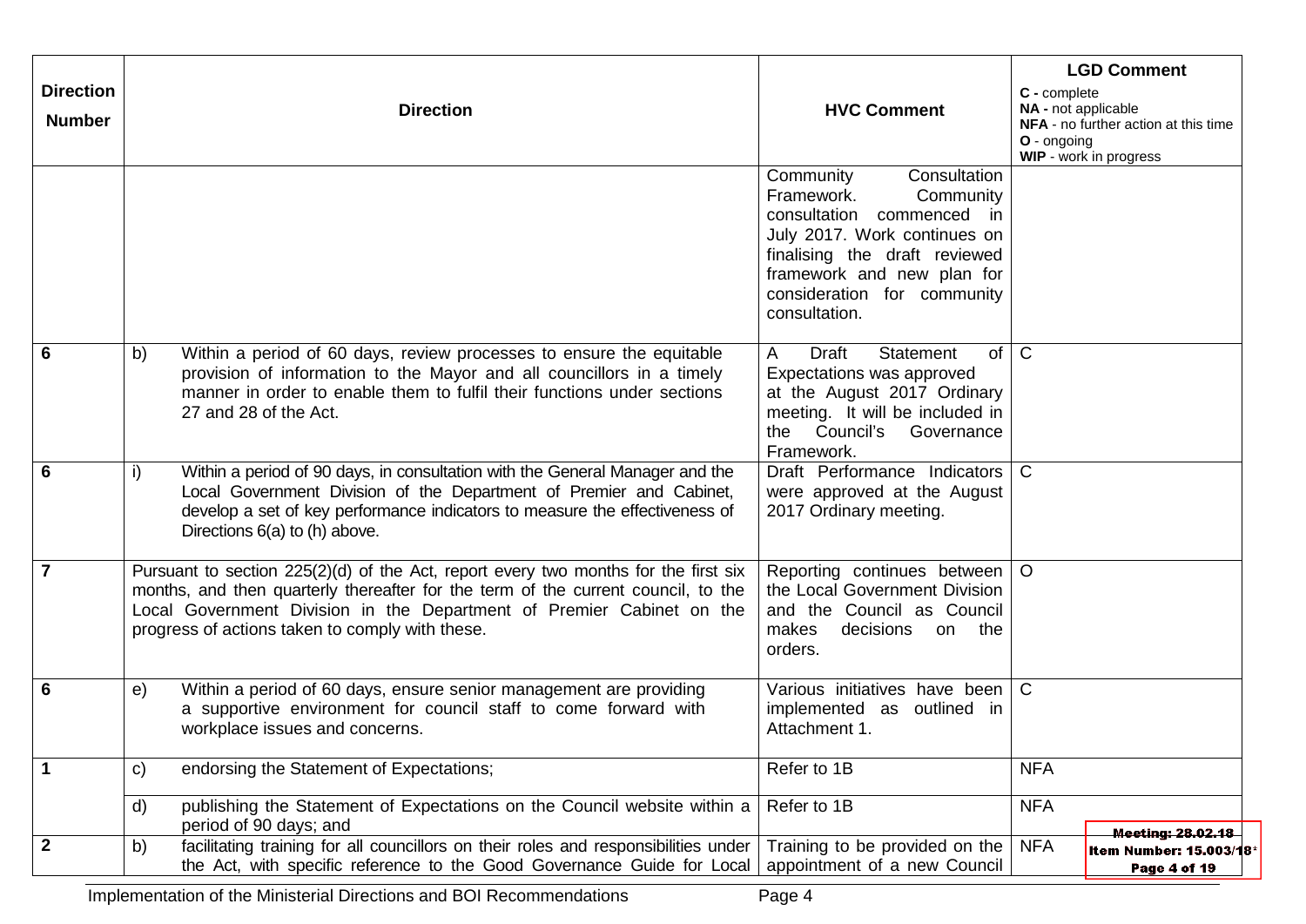| Direction Number | Direction | HVC Comment | LGD Comment<br>**C -** complete<br>**NA -** not applicable<br>**NFA** - no further action at this time<br>**O** - ongoing<br>**WIP** - work in progress |
|---|---|---|---|
| | | Community Consultation Framework. Community consultation commenced in July 2017. Work continues on finalising the draft reviewed framework and new plan for consideration for community consultation. | |
| 6 | b) Within a period of 60 days, review processes to ensure the equitable provision of information to the Mayor and all councillors in a timely manner in order to enable them to fulfil their functions under sections 27 and 28 of the Act. | A Draft Statement of Expectations was approved at the August 2017 Ordinary meeting. It will be included in the Council's Governance Framework. | C |
| 6 | i) Within a period of 90 days, in consultation with the General Manager and the Local Government Division of the Department of Premier and Cabinet, develop a set of key performance indicators to measure the effectiveness of Directions 6(a) to (h) above. | Draft Performance Indicators were approved at the August 2017 Ordinary meeting. | C |
| 7 | Pursuant to section 225(2)(d) of the Act, report every two months for the first six months, and then quarterly thereafter for the term of the current council, to the Local Government Division in the Department of Premier Cabinet on the progress of actions taken to comply with these. | Reporting continues between the Local Government Division and the Council as Council makes decisions on the orders. | O |
| 6 | e) Within a period of 60 days, ensure senior management are providing a supportive environment for council staff to come forward with workplace issues and concerns. | Various initiatives have been implemented as outlined in Attachment 1. | C |
| 1 | c) endorsing the Statement of Expectations; | Refer to 1B | NFA |
| | d) publishing the Statement of Expectations on the Council website within a period of 90 days; and | Refer to 1B | NFA |
| 2 | b) facilitating training for all councillors on their roles and responsibilities under the Act, with specific reference to the Good Governance Guide for Local | Training to be provided on the appointment of a new Council | NFA |

Meeting: 28.02.18
Item Number: 15.003/18*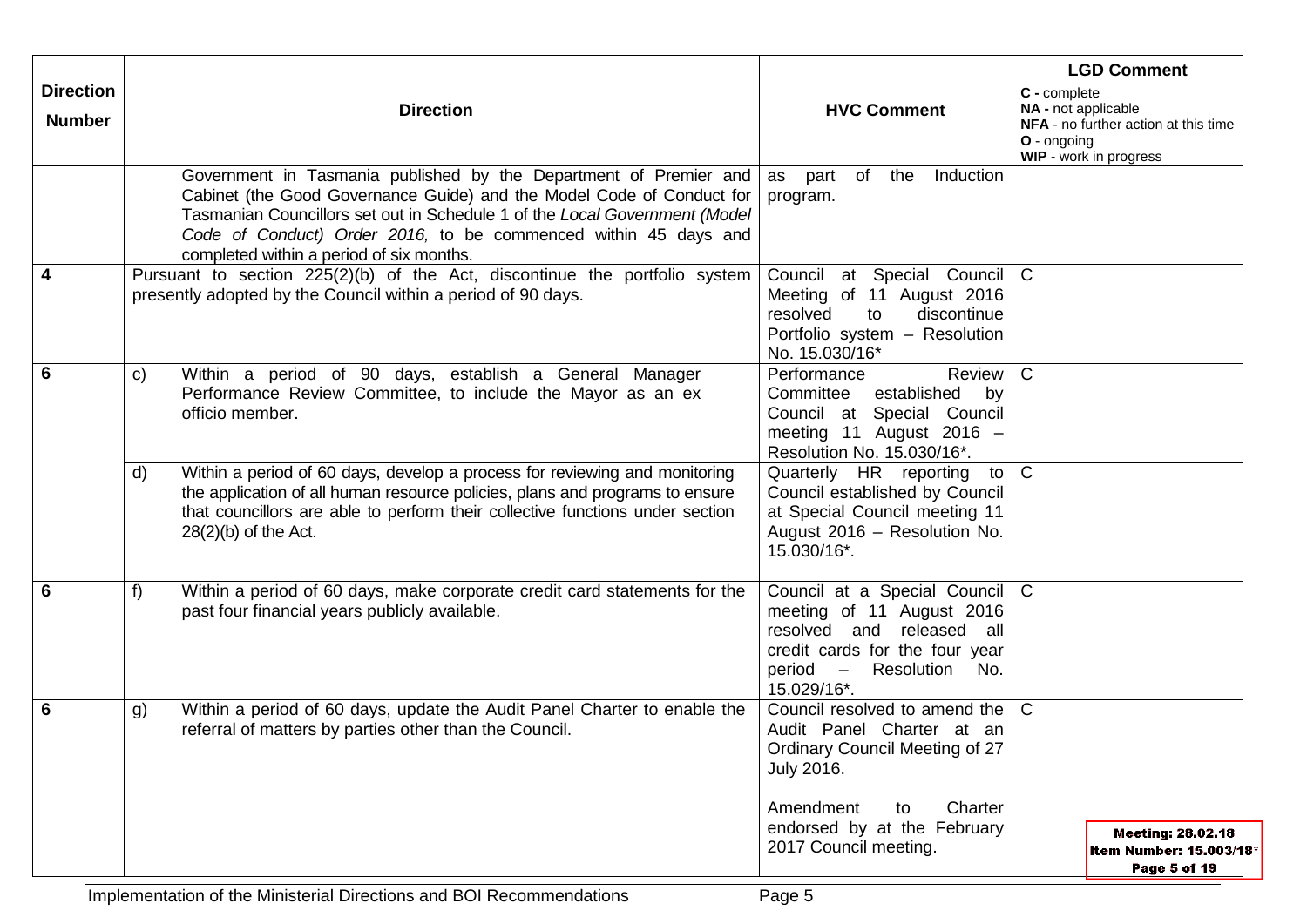| Direction Number | Direction | HVC Comment | LGD Comment<br>C - complete<br>NA - not applicable<br>NFA - no further action at this time<br>O - ongoing<br>WIP - work in progress |
|---|---|---|---|
| | Government in Tasmania published by the Department of Premier and Cabinet (the Good Governance Guide) and the Model Code of Conduct for Tasmanian Councillors set out in Schedule 1 of the *Local Government (Model Code of Conduct) Order 2016,* to be commenced within 45 days and completed within a period of six months. | as part of the Induction program. | |
| **4** | Pursuant to section 225(2)(b) of the Act, discontinue the portfolio system presently adopted by the Council within a period of 90 days. | Council at Special Council Meeting of 11 August 2016 resolved to discontinue Portfolio system – Resolution No. 15.030/16* | C |
| **6** | c) Within a period of 90 days, establish a General Manager Performance Review Committee, to include the Mayor as an ex officio member. | Performance Review Committee established by Council at Special Council meeting 11 August 2016 – Resolution No. 15.030/16*. | C |
| | d) Within a period of 60 days, develop a process for reviewing and monitoring the application of all human resource policies, plans and programs to ensure that councillors are able to perform their collective functions under section 28(2)(b) of the Act. | Quarterly HR reporting to Council established by Council at Special Council meeting 11 August 2016 – Resolution No. 15.030/16*. | C |
| **6** | f) Within a period of 60 days, make corporate credit card statements for the past four financial years publicly available. | Council at a Special Council meeting of 11 August 2016 resolved and released all credit cards for the four year period – Resolution No. 15.029/16*. | C |
| **6** | g) Within a period of 60 days, update the Audit Panel Charter to enable the referral of matters by parties other than the Council. | Council resolved to amend the Audit Panel Charter at an Ordinary Council Meeting of 27 July 2016.<br><br>Amendment to Charter endorsed by at the February 2017 Council meeting. | C |

Meeting: 28.02.18
Item Number: 15.003/18*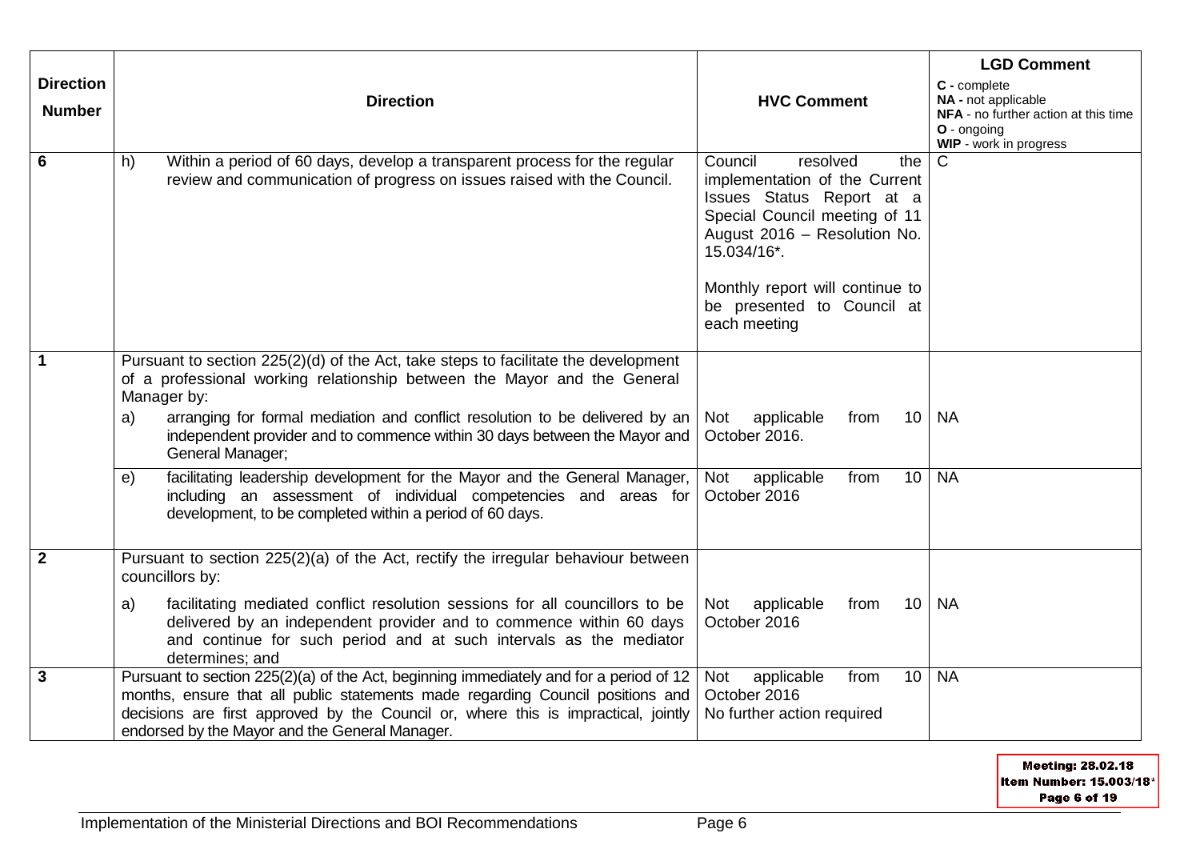| Direction Number | Direction | HVC Comment | LGD Comment<br>**C -** complete<br>**NA -** not applicable<br>**NFA** - no further action at this time<br>**O** - ongoing<br>**WIP** - work in progress |
|---|---|---|---|
| 6 | h) Within a period of 60 days, develop a transparent process for the regular review and communication of progress on issues raised with the Council. | Council resolved the implementation of the Current Issues Status Report at a Special Council meeting of 11 August 2016 – Resolution No. 15.034/16*.<br><br>Monthly report will continue to be presented to Council at each meeting | C |
| 1 | Pursuant to section 225(2)(d) of the Act, take steps to facilitate the development of a professional working relationship between the Mayor and the General Manager by: | | |
| | a) arranging for formal mediation and conflict resolution to be delivered by an independent provider and to commence within 30 days between the Mayor and General Manager; | Not applicable from 10 October 2016. | NA |
| | e) facilitating leadership development for the Mayor and the General Manager, including an assessment of individual competencies and areas for development, to be completed within a period of 60 days. | Not applicable from 10 October 2016 | NA |
| 2 | Pursuant to section 225(2)(a) of the Act, rectify the irregular behaviour between councillors by: | | |
| | a) facilitating mediated conflict resolution sessions for all councillors to be delivered by an independent provider and to commence within 60 days and continue for such period and at such intervals as the mediator determines; and | Not applicable from 10 October 2016 | NA |
| 3 | Pursuant to section 225(2)(a) of the Act, beginning immediately and for a period of 12 months, ensure that all public statements made regarding Council positions and decisions are first approved by the Council or, where this is impractical, jointly endorsed by the Mayor and the General Manager. | Not applicable from 10 October 2016<br>No further action required | NA |

**Meeting: 28.02.18**
**Item Number: 15.003/18***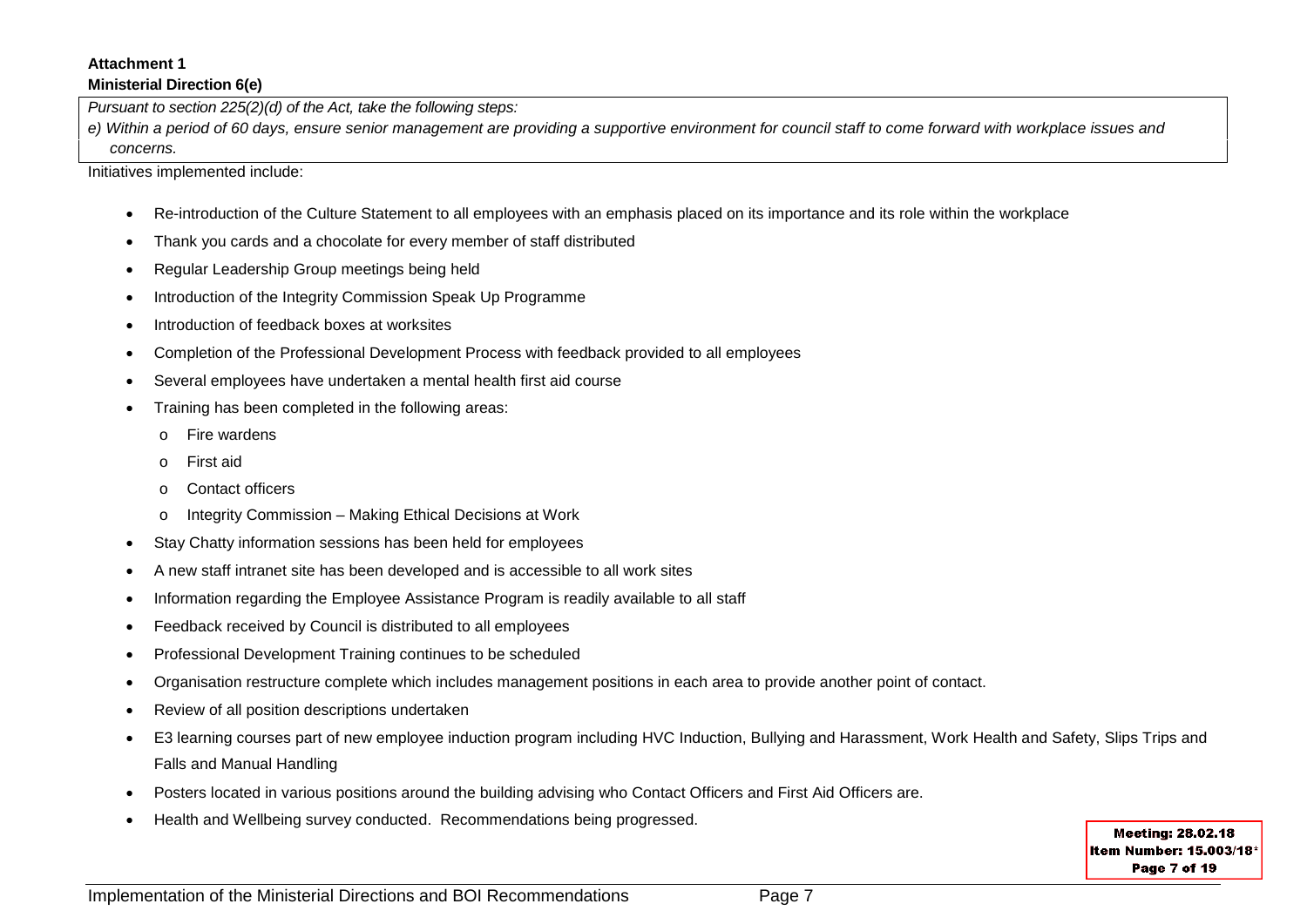**Attachment 1**
**Ministerial Direction 6(e)**

| *Pursuant to section 225(2)(d) of the Act, take the following steps:* *e) Within a period of 60 days, ensure senior management are providing a supportive environment for council staff to come forward with workplace issues and concerns.* |
|---|

Initiatives implemented include:

- Re-introduction of the Culture Statement to all employees with an emphasis placed on its importance and its role within the workplace
- Thank you cards and a chocolate for every member of staff distributed
- Regular Leadership Group meetings being held
- Introduction of the Integrity Commission Speak Up Programme
- Introduction of feedback boxes at worksites
- Completion of the Professional Development Process with feedback provided to all employees
- Several employees have undertaken a mental health first aid course
- Training has been completed in the following areas:
    - Fire wardens
    - First aid
    - Contact officers
    - Integrity Commission – Making Ethical Decisions at Work
- Stay Chatty information sessions has been held for employees
- A new staff intranet site has been developed and is accessible to all work sites
- Information regarding the Employee Assistance Program is readily available to all staff
- Feedback received by Council is distributed to all employees
- Professional Development Training continues to be scheduled
- Organisation restructure complete which includes management positions in each area to provide another point of contact.
- Review of all position descriptions undertaken
- E3 learning courses part of new employee induction program including HVC Induction, Bullying and Harassment, Work Health and Safety, Slips Trips and Falls and Manual Handling
- Posters located in various positions around the building advising who Contact Officers and First Aid Officers are.
- Health and Wellbeing survey conducted. Recommendations being progressed.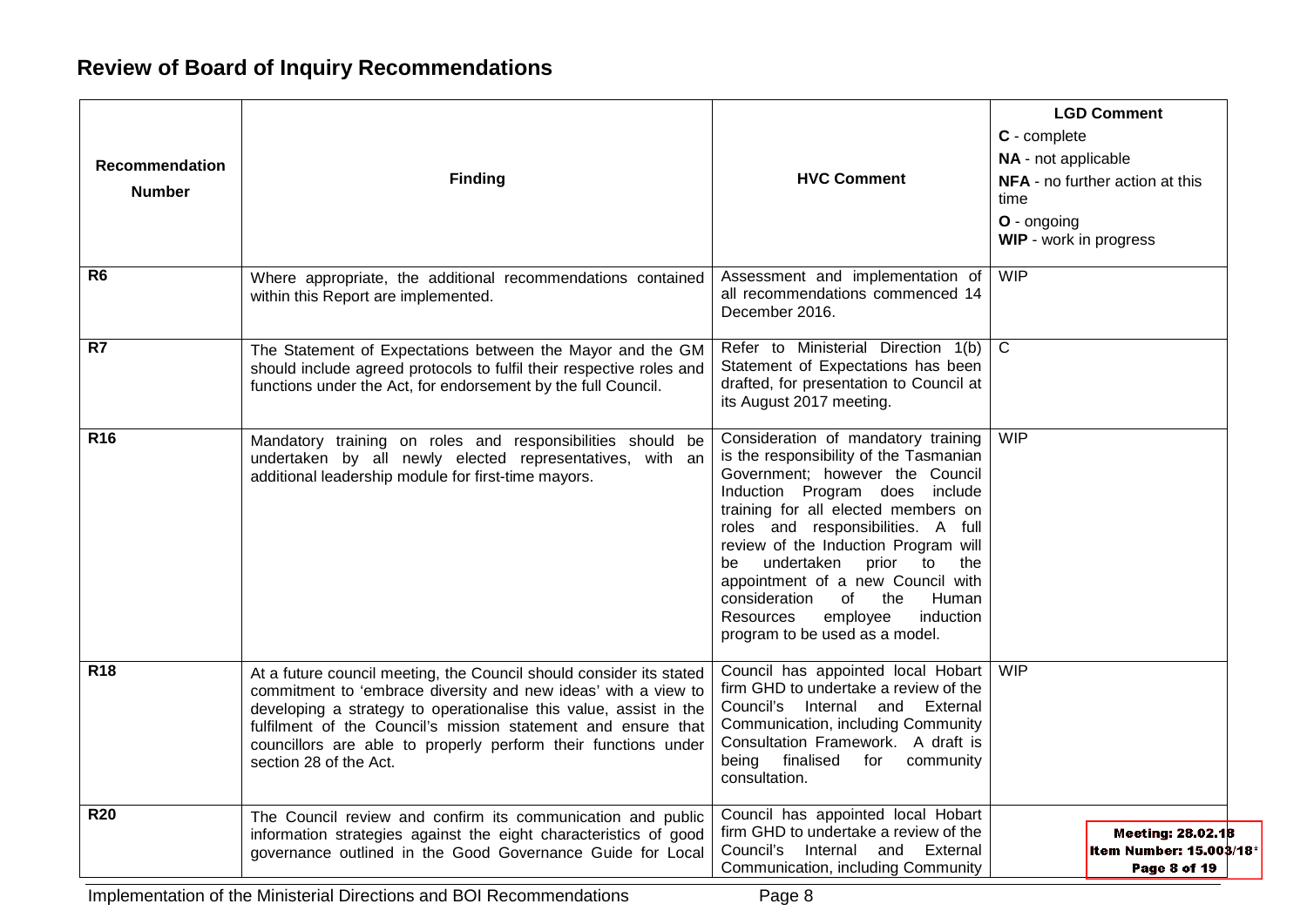## Review of Board of Inquiry Recommendations

| Recommendation Number | Finding | HVC Comment | LGD Comment<br>**C** - complete<br>**NA** - not applicable<br>**NFA** - no further action at this time<br>**O** - ongoing<br>**WIP** - work in progress |
|---|---|---|---|
| **R6** | Where appropriate, the additional recommendations contained within this Report are implemented. | Assessment and implementation of all recommendations commenced 14 December 2016. | WIP |
| **R7** | The Statement of Expectations between the Mayor and the GM should include agreed protocols to fulfil their respective roles and functions under the Act, for endorsement by the full Council. | Refer to Ministerial Direction 1(b) Statement of Expectations has been drafted, for presentation to Council at its August 2017 meeting. | C |
| **R16** | Mandatory training on roles and responsibilities should be undertaken by all newly elected representatives, with an additional leadership module for first-time mayors. | Consideration of mandatory training is the responsibility of the Tasmanian Government; however the Council Induction Program does include training for all elected members on roles and responsibilities. A full review of the Induction Program will be undertaken prior to the appointment of a new Council with consideration of the Human Resources employee induction program to be used as a model. | WIP |
| **R18** | At a future council meeting, the Council should consider its stated commitment to 'embrace diversity and new ideas' with a view to developing a strategy to operationalise this value, assist in the fulfilment of the Council's mission statement and ensure that councillors are able to properly perform their functions under section 28 of the Act. | Council has appointed local Hobart firm GHD to undertake a review of the Council's Internal and External Communication, including Community Consultation Framework. A draft is being finalised for community consultation. | WIP |
| **R20** | The Council review and confirm its communication and public information strategies against the eight characteristics of good governance outlined in the Good Governance Guide for Local | Council has appointed local Hobart firm GHD to undertake a review of the Council's Internal and External Communication, including Community | |

Meeting: 28.02.18
Item Number: 15.003/18*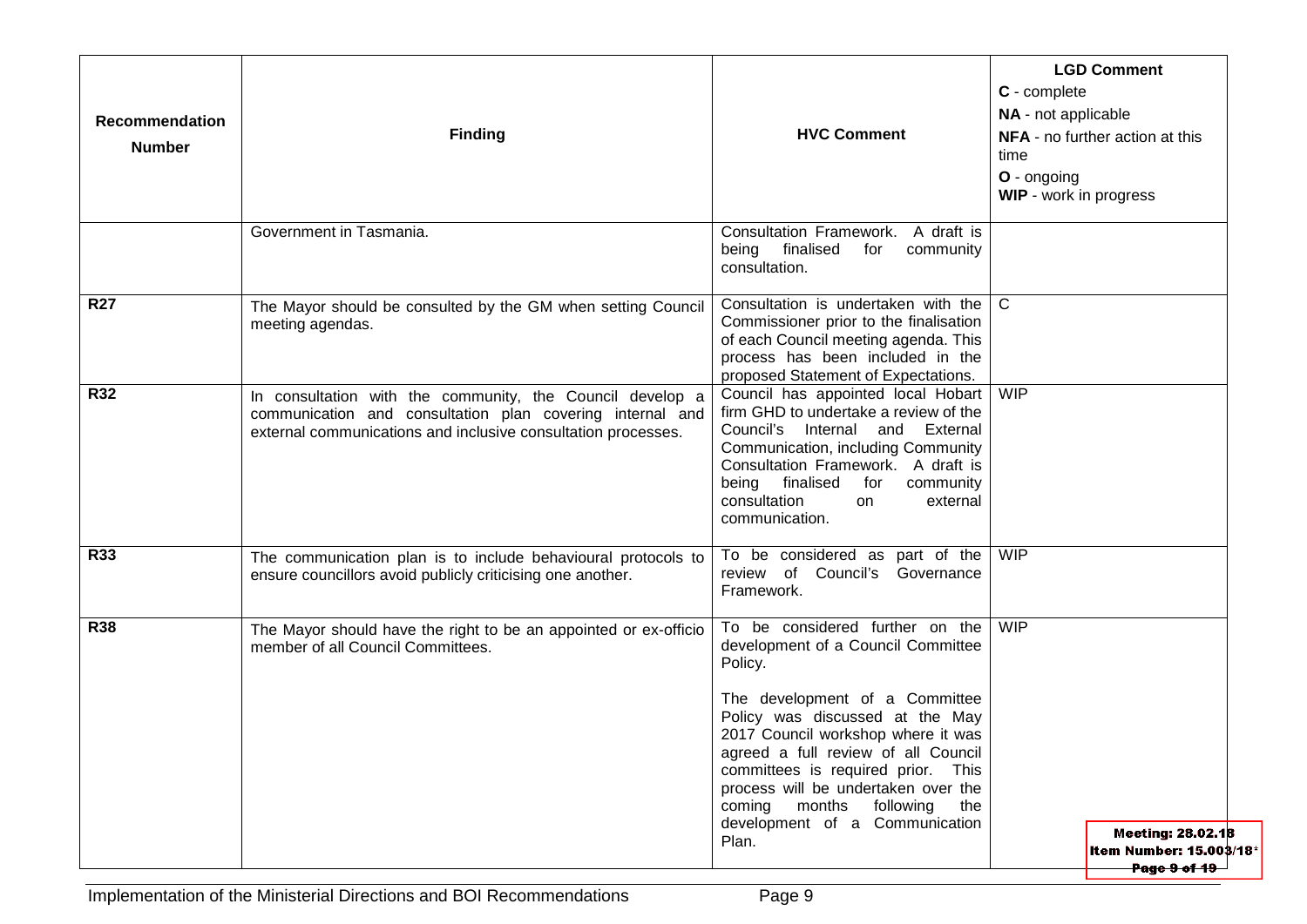| Recommendation Number | Finding | HVC Comment | **LGD Comment**<br>**C** - complete<br>**NA** - not applicable<br>**NFA** - no further action at this time<br>**O** - ongoing<br>**WIP** - work in progress |
|---|---|---|---|
| | Government in Tasmania. | Consultation Framework. A draft is being finalised for community consultation. | |
| **R27** | The Mayor should be consulted by the GM when setting Council meeting agendas. | Consultation is undertaken with the Commissioner prior to the finalisation of each Council meeting agenda. This process has been included in the proposed Statement of Expectations. | C |
| **R32** | In consultation with the community, the Council develop a communication and consultation plan covering internal and external communications and inclusive consultation processes. | Council has appointed local Hobart firm GHD to undertake a review of the Council's Internal and External Communication, including Community Consultation Framework. A draft is being finalised for community consultation on external communication. | WIP |
| **R33** | The communication plan is to include behavioural protocols to ensure councillors avoid publicly criticising one another. | To be considered as part of the review of Council's Governance Framework. | WIP |
| **R38** | The Mayor should have the right to be an appointed or ex-officio member of all Council Committees. | To be considered further on the development of a Council Committee Policy.<br><br>The development of a Committee Policy was discussed at the May 2017 Council workshop where it was agreed a full review of all Council committees is required prior. This process will be undertaken over the coming months following the development of a Communication Plan. | WIP |

Meeting: 28.02.18
Item Number: 15.003/18*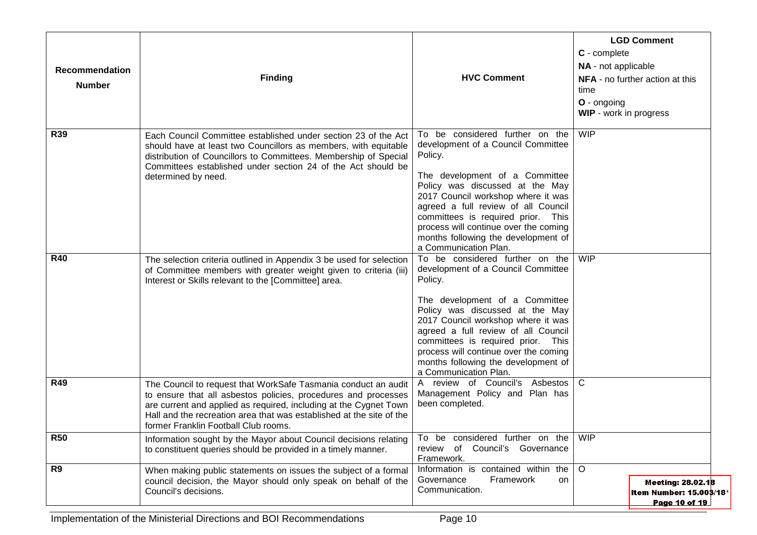| Recommendation Number | Finding | HVC Comment | **LGD Comment**<br>**C** - complete<br>**NA** - not applicable<br>**NFA** - no further action at this time<br>**O** - ongoing<br>**WIP** - work in progress |
|---|---|---|---|
| **R39** | Each Council Committee established under section 23 of the Act should have at least two Councillors as members, with equitable distribution of Councillors to Committees. Membership of Special Committees established under section 24 of the Act should be determined by need. | To be considered further on the development of a Council Committee Policy.<br><br>The development of a Committee Policy was discussed at the May 2017 Council workshop where it was agreed a full review of all Council committees is required prior. This process will continue over the coming months following the development of a Communication Plan. | WIP |
| **R40** | The selection criteria outlined in Appendix 3 be used for selection of Committee members with greater weight given to criteria (iii) Interest or Skills relevant to the [Committee] area. | To be considered further on the development of a Council Committee Policy.<br><br>The development of a Committee Policy was discussed at the May 2017 Council workshop where it was agreed a full review of all Council committees is required prior. This process will continue over the coming months following the development of a Communication Plan. | WIP |
| **R49** | The Council to request that WorkSafe Tasmania conduct an audit to ensure that all asbestos policies, procedures and processes are current and applied as required, including at the Cygnet Town Hall and the recreation area that was established at the site of the former Franklin Football Club rooms. | A review of Council's Asbestos Management Policy and Plan has been completed. | C |
| **R50** | Information sought by the Mayor about Council decisions relating to constituent queries should be provided in a timely manner. | To be considered further on the review of Council's Governance Framework. | WIP |
| **R9** | When making public statements on issues the subject of a formal council decision, the Mayor should only speak on behalf of the Council's decisions. | Information is contained within the Governance Framework on Communication. | O |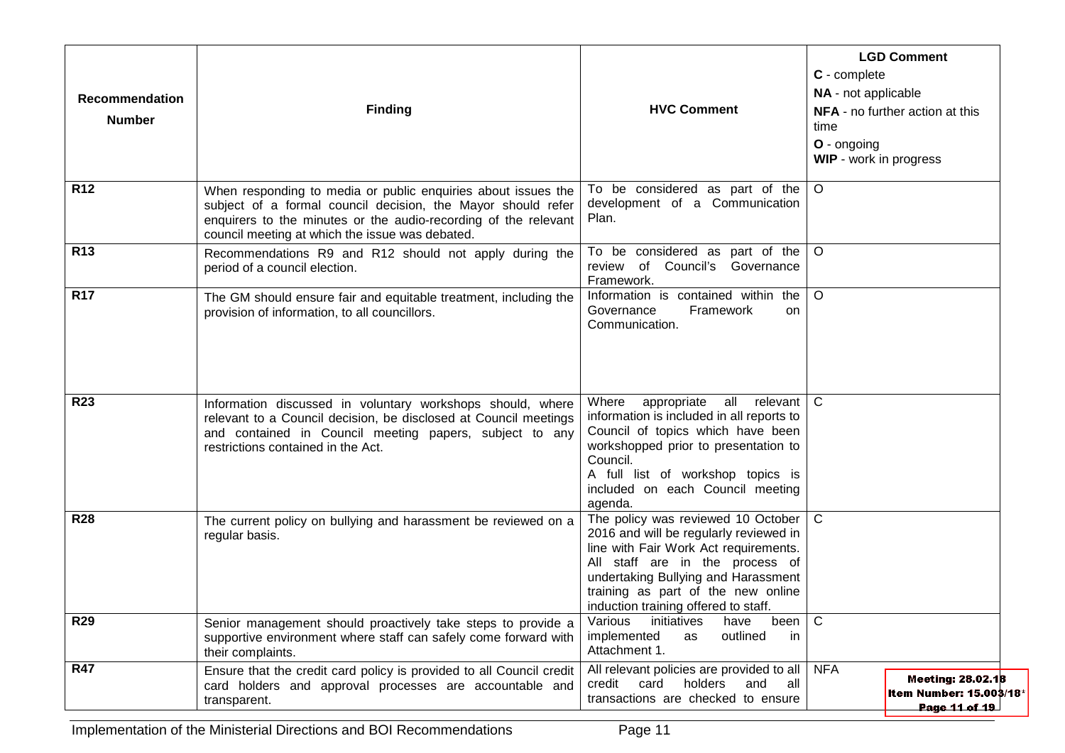| Recommendation Number | Finding | HVC Comment | **LGD Comment**<br>**C** - complete<br>**NA** - not applicable<br>**NFA** - no further action at this time<br>**O** - ongoing<br>**WIP** - work in progress |
|---|---|---|---|
| **R12** | When responding to media or public enquiries about issues the subject of a formal council decision, the Mayor should refer enquirers to the minutes or the audio-recording of the relevant council meeting at which the issue was debated. | To be considered as part of the development of a Communication Plan. | O |
| **R13** | Recommendations R9 and R12 should not apply during the period of a council election. | To be considered as part of the review of Council's Governance Framework. | O |
| **R17** | The GM should ensure fair and equitable treatment, including the provision of information, to all councillors. | Information is contained within the Governance Framework on Communication. | O |
| **R23** | Information discussed in voluntary workshops should, where relevant to a Council decision, be disclosed at Council meetings and contained in Council meeting papers, subject to any restrictions contained in the Act. | Where appropriate all relevant information is included in all reports to Council of topics which have been workshopped prior to presentation to Council.<br>A full list of workshop topics is included on each Council meeting agenda. | C |
| **R28** | The current policy on bullying and harassment be reviewed on a regular basis. | The policy was reviewed 10 October 2016 and will be regularly reviewed in line with Fair Work Act requirements. All staff are in the process of undertaking Bullying and Harassment training as part of the new online induction training offered to staff. | C |
| **R29** | Senior management should proactively take steps to provide a supportive environment where staff can safely come forward with their complaints. | Various initiatives have been implemented as outlined in Attachment 1. | C |
| **R47** | Ensure that the credit card policy is provided to all Council credit card holders and approval processes are accountable and transparent. | All relevant policies are provided to all credit card holders and all transactions are checked to ensure | NFA |

Meeting: 28.02.18
Item Number: 15.003/18*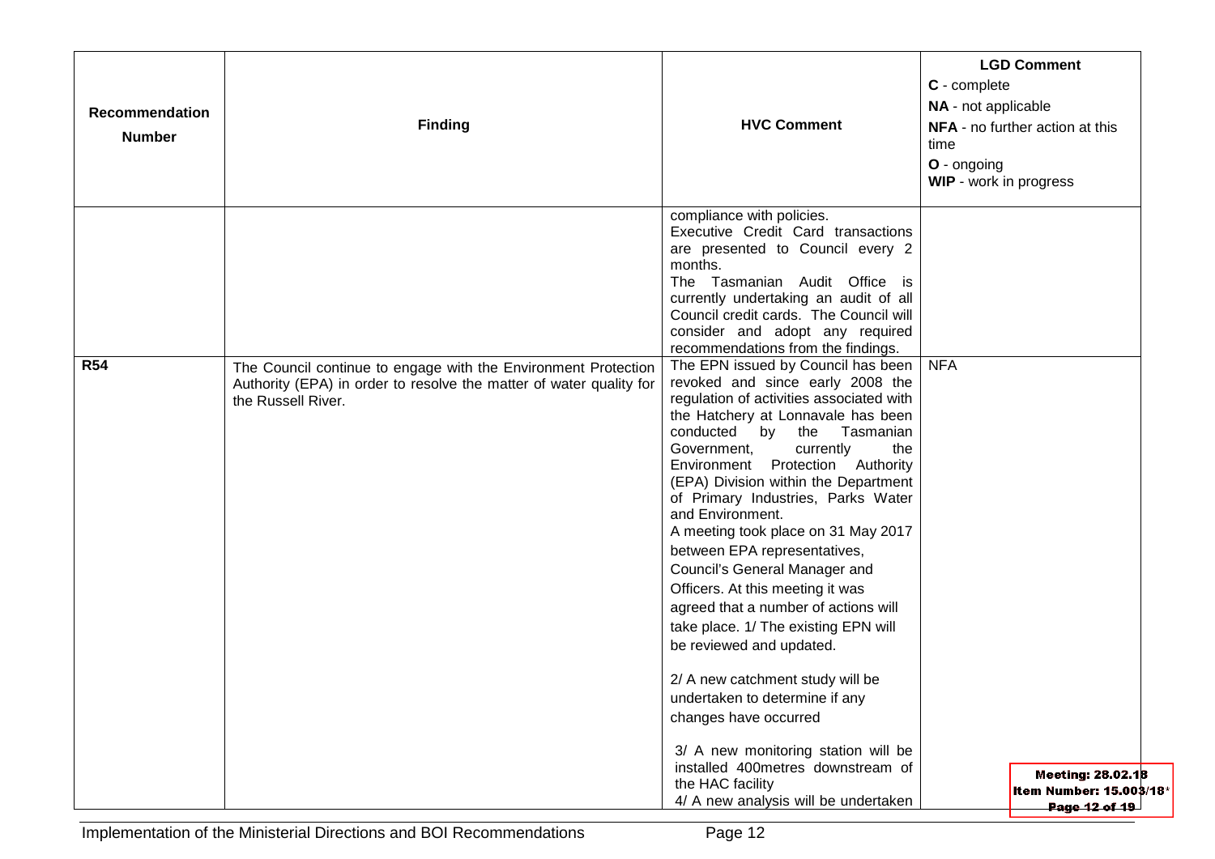| Recommendation Number | Finding | HVC Comment | LGD Comment<br>**C** - complete<br>**NA** - not applicable<br>**NFA** - no further action at this time<br>**O** - ongoing<br>**WIP** - work in progress |
|---|---|---|---|
| | | compliance with policies.<br>Executive Credit Card transactions are presented to Council every 2 months.<br>The Tasmanian Audit Office is currently undertaking an audit of all Council credit cards. The Council will consider and adopt any required recommendations from the findings. | |
| **R54** | The Council continue to engage with the Environment Protection Authority (EPA) in order to resolve the matter of water quality for the Russell River. | The EPN issued by Council has been revoked and since early 2008 the regulation of activities associated with the Hatchery at Lonnavale has been conducted by the Tasmanian Government, currently the Environment Protection Authority (EPA) Division within the Department of Primary Industries, Parks Water and Environment.<br>A meeting took place on 31 May 2017 between EPA representatives, Council's General Manager and Officers. At this meeting it was agreed that a number of actions will take place. 1/ The existing EPN will be reviewed and updated.<br><br>2/ A new catchment study will be undertaken to determine if any changes have occurred<br><br>3/ A new monitoring station will be installed 400metres downstream of the HAC facility<br>4/ A new analysis will be undertaken | NFA |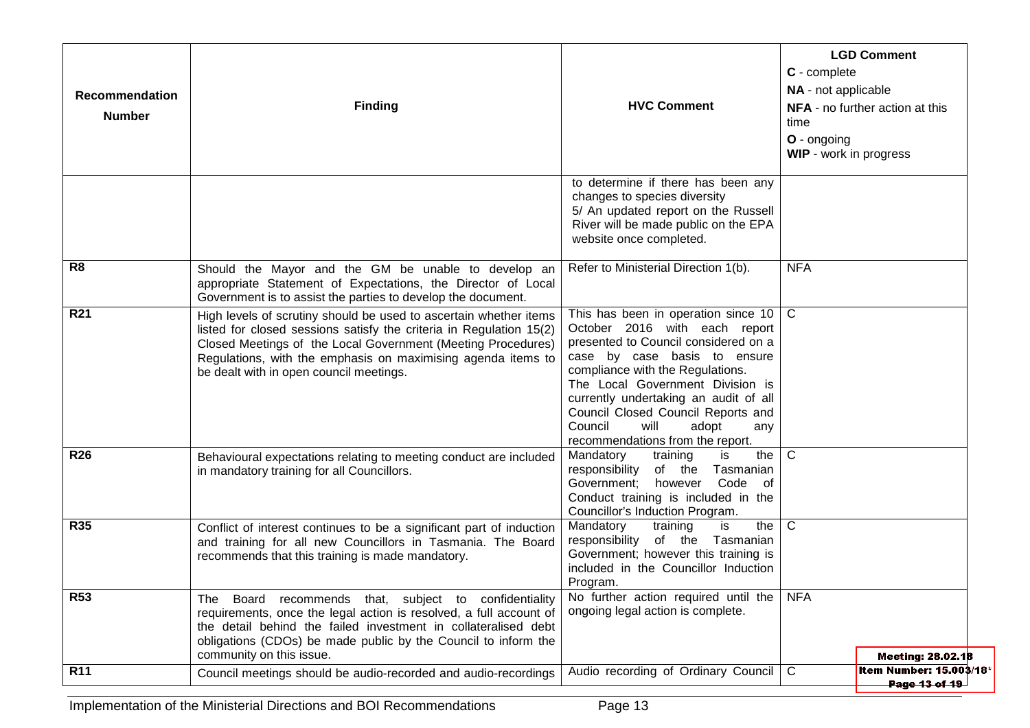| Recommendation Number | Finding | HVC Comment | **LGD Comment**<br>**C** - complete<br>**NA** - not applicable<br>**NFA** - no further action at this time<br>**O** - ongoing<br>**WIP** - work in progress |
|---|---|---|---|
| | | to determine if there has been any changes to species diversity<br>5/ An updated report on the Russell River will be made public on the EPA website once completed. | |
| **R8** | Should the Mayor and the GM be unable to develop an appropriate Statement of Expectations, the Director of Local Government is to assist the parties to develop the document. | Refer to Ministerial Direction 1(b). | NFA |
| **R21** | High levels of scrutiny should be used to ascertain whether items listed for closed sessions satisfy the criteria in Regulation 15(2) Closed Meetings of the Local Government (Meeting Procedures) Regulations, with the emphasis on maximising agenda items to be dealt with in open council meetings. | This has been in operation since 10 October 2016 with each report presented to Council considered on a case by case basis to ensure compliance with the Regulations.<br>The Local Government Division is currently undertaking an audit of all Council Closed Council Reports and Council will adopt any recommendations from the report. | C |
| **R26** | Behavioural expectations relating to meeting conduct are included in mandatory training for all Councillors. | Mandatory training is the responsibility of the Tasmanian Government; however Code of Conduct training is included in the Councillor's Induction Program. | C |
| **R35** | Conflict of interest continues to be a significant part of induction and training for all new Councillors in Tasmania. The Board recommends that this training is made mandatory. | Mandatory training is the responsibility of the Tasmanian Government; however this training is included in the Councillor Induction Program. | C |
| **R53** | The Board recommends that, subject to confidentiality requirements, once the legal action is resolved, a full account of the detail behind the failed investment in collateralised debt obligations (CDOs) be made public by the Council to inform the community on this issue. | No further action required until the ongoing legal action is complete. | NFA |
| **R11** | Council meetings should be audio-recorded and audio-recordings | Audio recording of Ordinary Council | C |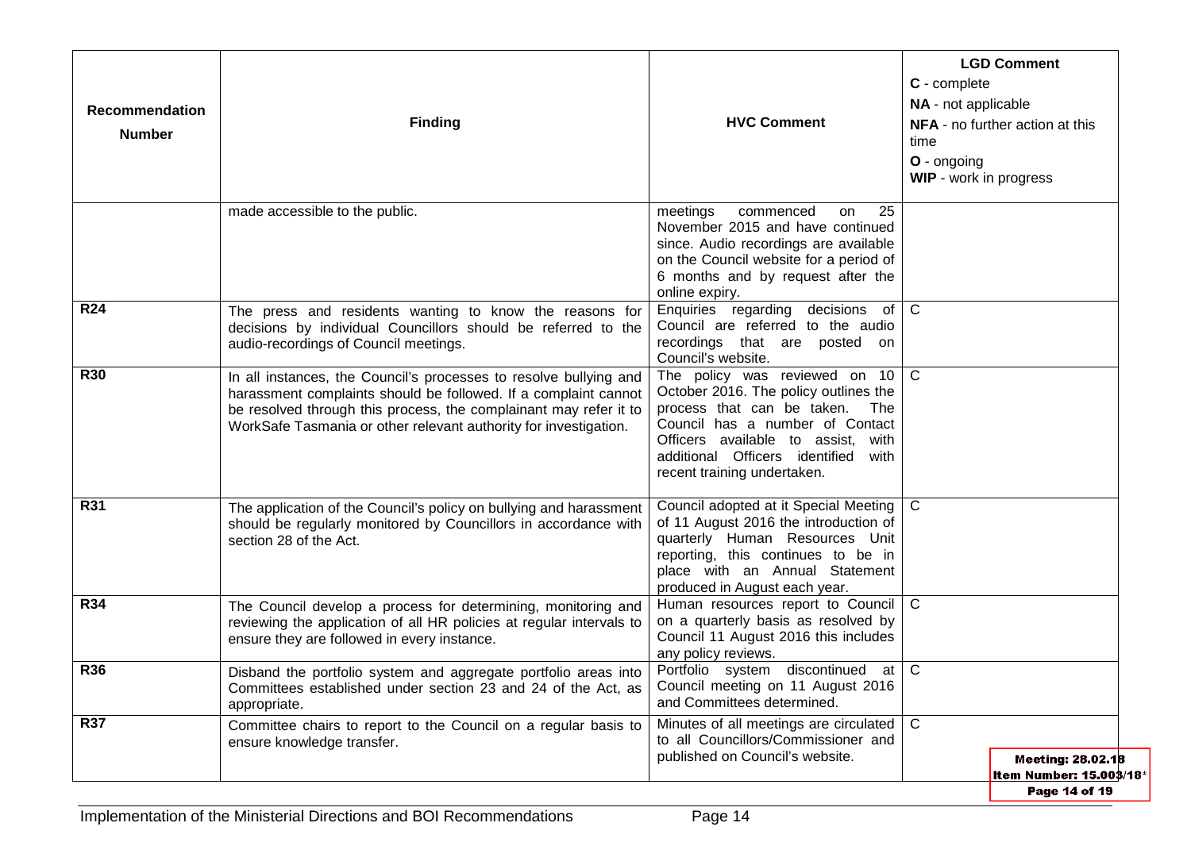| Recommendation Number | Finding | HVC Comment | **LGD Comment** **C** - complete **NA** - not applicable **NFA** - no further action at this time **O** - ongoing **WIP** - work in progress |
|---|---|---|---|
| | made accessible to the public. | meetings commenced on 25 November 2015 and have continued since. Audio recordings are available on the Council website for a period of 6 months and by request after the online expiry. | |
| **R24** | The press and residents wanting to know the reasons for decisions by individual Councillors should be referred to the audio-recordings of Council meetings. | Enquiries regarding decisions of Council are referred to the audio recordings that are posted on Council's website. | C |
| **R30** | In all instances, the Council's processes to resolve bullying and harassment complaints should be followed. If a complaint cannot be resolved through this process, the complainant may refer it to WorkSafe Tasmania or other relevant authority for investigation. | The policy was reviewed on 10 October 2016. The policy outlines the process that can be taken. The Council has a number of Contact Officers available to assist, with additional Officers identified with recent training undertaken. | C |
| **R31** | The application of the Council's policy on bullying and harassment should be regularly monitored by Councillors in accordance with section 28 of the Act. | Council adopted at it Special Meeting of 11 August 2016 the introduction of quarterly Human Resources Unit reporting, this continues to be in place with an Annual Statement produced in August each year. | C |
| **R34** | The Council develop a process for determining, monitoring and reviewing the application of all HR policies at regular intervals to ensure they are followed in every instance. | Human resources report to Council on a quarterly basis as resolved by Council 11 August 2016 this includes any policy reviews. | C |
| **R36** | Disband the portfolio system and aggregate portfolio areas into Committees established under section 23 and 24 of the Act, as appropriate. | Portfolio system discontinued at Council meeting on 11 August 2016 and Committees determined. | C |
| **R37** | Committee chairs to report to the Council on a regular basis to ensure knowledge transfer. | Minutes of all meetings are circulated to all Councillors/Commissioner and published on Council's website. | C |

**Meeting: 28.02.18**
**Item Number: 15.003/18***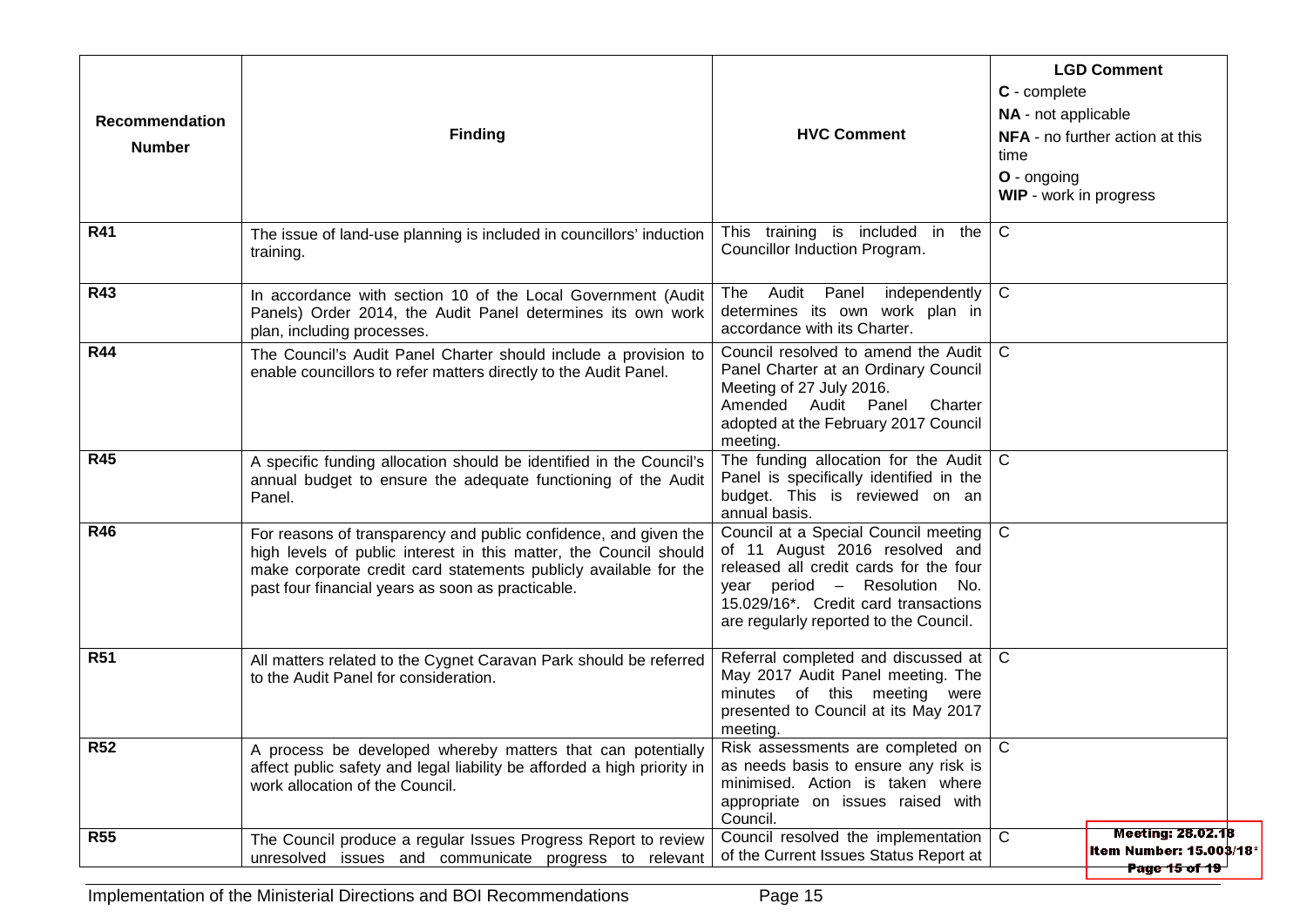| Recommendation Number | Finding | HVC Comment | **LGD Comment**<br>**C** - complete<br>**NA** - not applicable<br>**NFA** - no further action at this time<br>**O** - ongoing<br>**WIP** - work in progress |
|---|---|---|---|
| **R41** | The issue of land-use planning is included in councillors' induction training. | This training is included in the Councillor Induction Program. | C |
| **R43** | In accordance with section 10 of the Local Government (Audit Panels) Order 2014, the Audit Panel determines its own work plan, including processes. | The Audit Panel independently determines its own work plan in accordance with its Charter. | C |
| **R44** | The Council's Audit Panel Charter should include a provision to enable councillors to refer matters directly to the Audit Panel. | Council resolved to amend the Audit Panel Charter at an Ordinary Council Meeting of 27 July 2016.<br>Amended Audit Panel Charter adopted at the February 2017 Council meeting. | C |
| **R45** | A specific funding allocation should be identified in the Council's annual budget to ensure the adequate functioning of the Audit Panel. | The funding allocation for the Audit Panel is specifically identified in the budget. This is reviewed on an annual basis. | C |
| **R46** | For reasons of transparency and public confidence, and given the high levels of public interest in this matter, the Council should make corporate credit card statements publicly available for the past four financial years as soon as practicable. | Council at a Special Council meeting of 11 August 2016 resolved and released all credit cards for the four year period – Resolution No. 15.029/16*. Credit card transactions are regularly reported to the Council. | C |
| **R51** | All matters related to the Cygnet Caravan Park should be referred to the Audit Panel for consideration. | Referral completed and discussed at May 2017 Audit Panel meeting. The minutes of this meeting were presented to Council at its May 2017 meeting. | C |
| **R52** | A process be developed whereby matters that can potentially affect public safety and legal liability be afforded a high priority in work allocation of the Council. | Risk assessments are completed on as needs basis to ensure any risk is minimised. Action is taken where appropriate on issues raised with Council. | C |
| **R55** | The Council produce a regular Issues Progress Report to review unresolved issues and communicate progress to relevant | Council resolved the implementation of the Current Issues Status Report at | C |

Meeting: 28.02.18
Item Number: 15.003/18*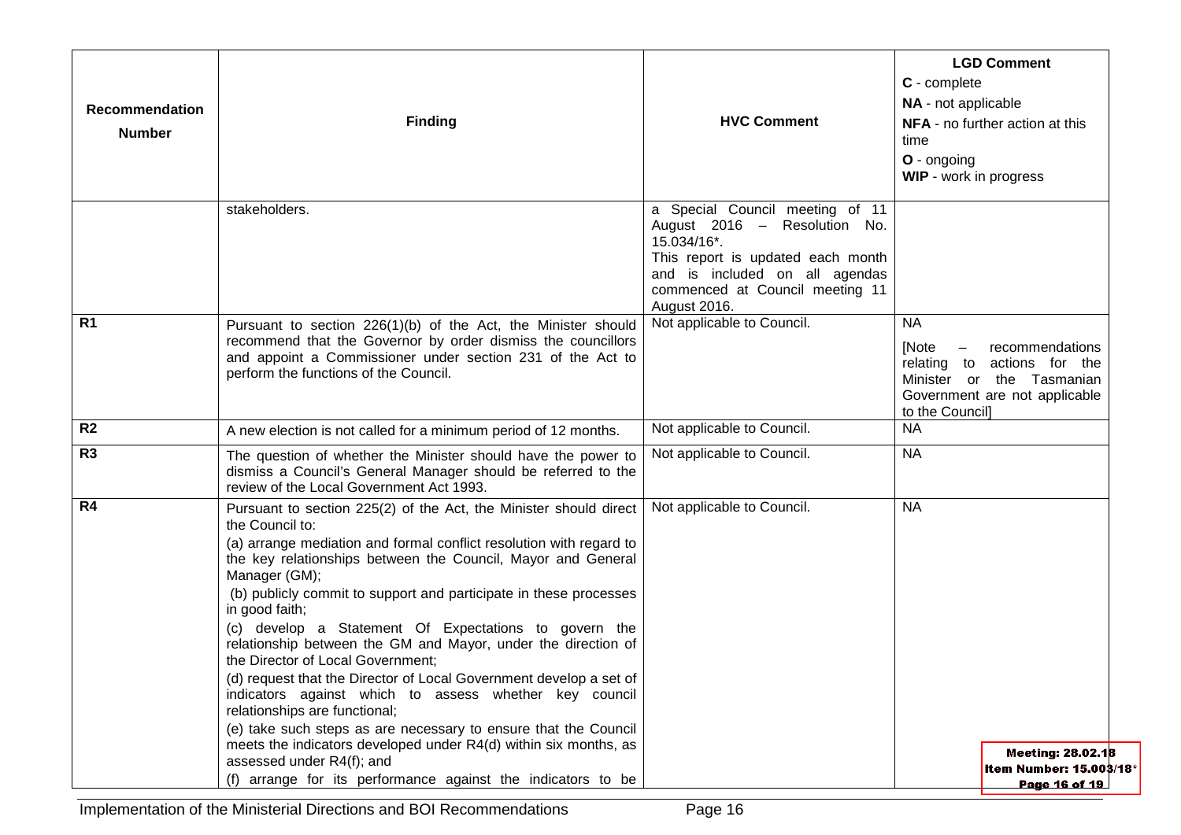| Recommendation Number | Finding | HVC Comment | LGD Comment<br>**C** - complete<br>**NA** - not applicable<br>**NFA** - no further action at this time<br>**O** - ongoing<br>**WIP** - work in progress |
|---|---|---|---|
| | stakeholders. | a Special Council meeting of 11 August 2016 – Resolution No. 15.034/16*.<br>This report is updated each month and is included on all agendas commenced at Council meeting 11 August 2016. | |
| **R1** | Pursuant to section 226(1)(b) of the Act, the Minister should recommend that the Governor by order dismiss the councillors and appoint a Commissioner under section 231 of the Act to perform the functions of the Council. | Not applicable to Council. | NA<br>[Note – recommendations relating to actions for the Minister or the Tasmanian Government are not applicable to the Council] |
| **R2** | A new election is not called for a minimum period of 12 months. | Not applicable to Council. | NA |
| **R3** | The question of whether the Minister should have the power to dismiss a Council's General Manager should be referred to the review of the Local Government Act 1993. | Not applicable to Council. | NA |
| **R4** | Pursuant to section 225(2) of the Act, the Minister should direct the Council to:<br>(a) arrange mediation and formal conflict resolution with regard to the key relationships between the Council, Mayor and General Manager (GM);<br>(b) publicly commit to support and participate in these processes in good faith;<br>(c) develop a Statement Of Expectations to govern the relationship between the GM and Mayor, under the direction of the Director of Local Government;<br>(d) request that the Director of Local Government develop a set of indicators against which to assess whether key council relationships are functional;<br>(e) take such steps as are necessary to ensure that the Council meets the indicators developed under R4(d) within six months, as assessed under R4(f); and<br>(f) arrange for its performance against the indicators to be | Not applicable to Council. | NA |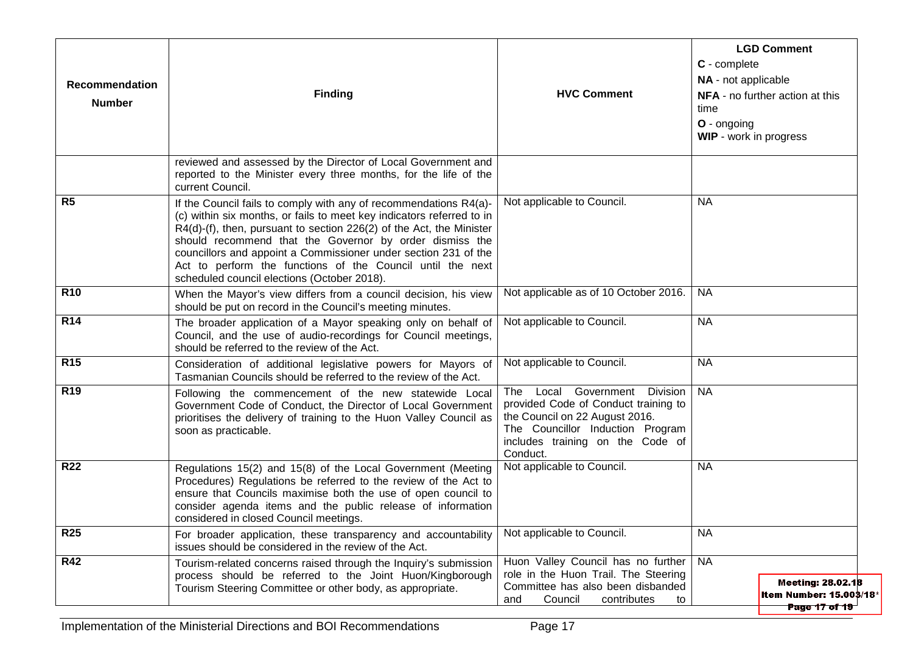| Recommendation Number | Finding | HVC Comment | LGD Comment<br>C - complete<br>NA - not applicable<br>NFA - no further action at this time<br>O - ongoing<br>WIP - work in progress |
|---|---|---|---|
| | reviewed and assessed by the Director of Local Government and reported to the Minister every three months, for the life of the current Council. | | |
| R5 | If the Council fails to comply with any of recommendations R4(a)-(c) within six months, or fails to meet key indicators referred to in R4(d)-(f), then, pursuant to section 226(2) of the Act, the Minister should recommend that the Governor by order dismiss the councillors and appoint a Commissioner under section 231 of the Act to perform the functions of the Council until the next scheduled council elections (October 2018). | Not applicable to Council. | NA |
| R10 | When the Mayor's view differs from a council decision, his view should be put on record in the Council's meeting minutes. | Not applicable as of 10 October 2016. | NA |
| R14 | The broader application of a Mayor speaking only on behalf of Council, and the use of audio-recordings for Council meetings, should be referred to the review of the Act. | Not applicable to Council. | NA |
| R15 | Consideration of additional legislative powers for Mayors of Tasmanian Councils should be referred to the review of the Act. | Not applicable to Council. | NA |
| R19 | Following the commencement of the new statewide Local Government Code of Conduct, the Director of Local Government prioritises the delivery of training to the Huon Valley Council as soon as practicable. | The Local Government Division provided Code of Conduct training to the Council on 22 August 2016.<br>The Councillor Induction Program includes training on the Code of Conduct. | NA |
| R22 | Regulations 15(2) and 15(8) of the Local Government (Meeting Procedures) Regulations be referred to the review of the Act to ensure that Councils maximise both the use of open council to consider agenda items and the public release of information considered in closed Council meetings. | Not applicable to Council. | NA |
| R25 | For broader application, these transparency and accountability issues should be considered in the review of the Act. | Not applicable to Council. | NA |
| R42 | Tourism-related concerns raised through the Inquiry's submission process should be referred to the Joint Huon/Kingborough Tourism Steering Committee or other body, as appropriate. | Huon Valley Council has no further role in the Huon Trail. The Steering Committee has also been disbanded and Council contributes to | NA |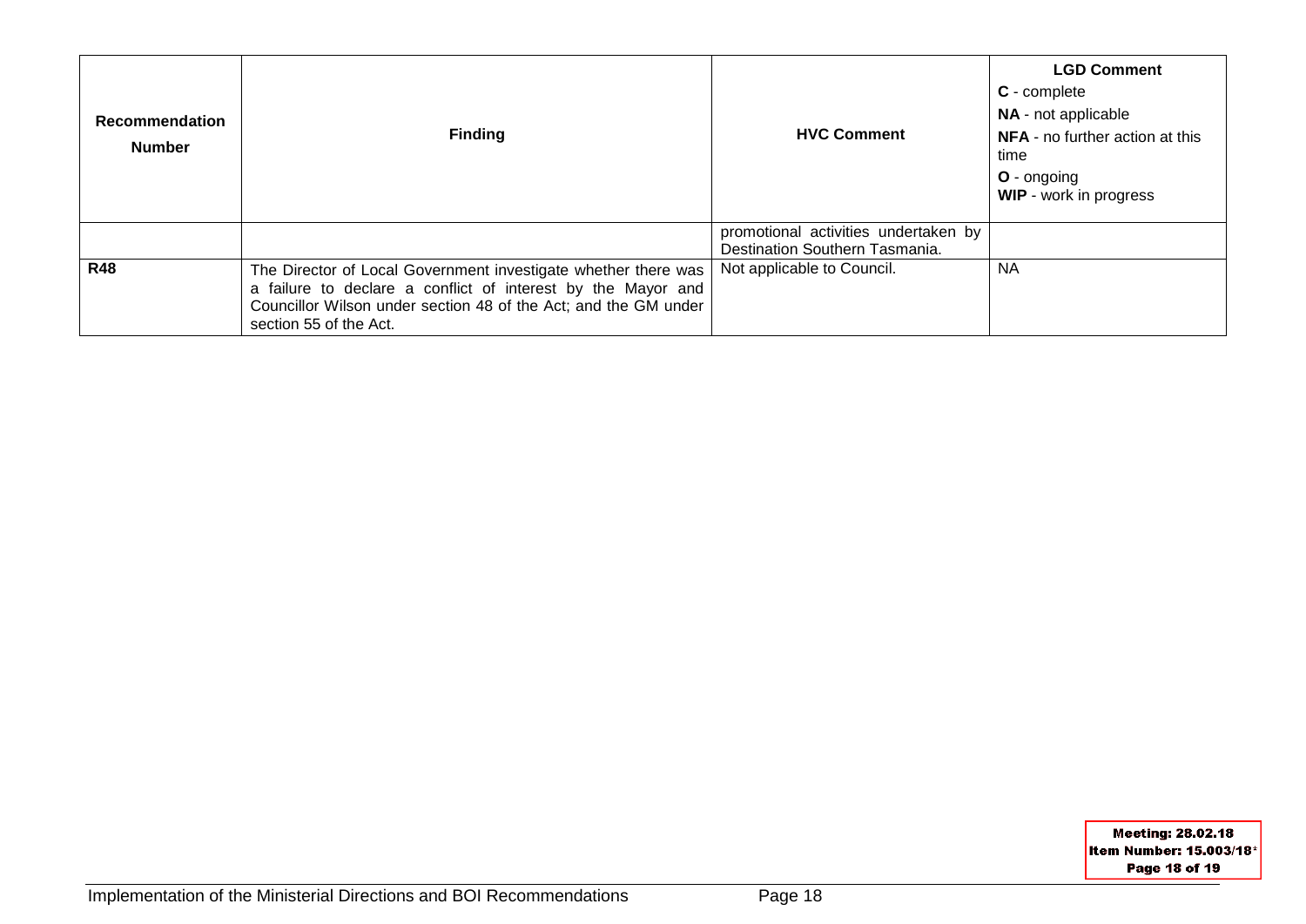| Recommendation Number | Finding | HVC Comment | **LGD Comment**<br>**C** - complete<br>**NA** - not applicable<br>**NFA** - no further action at this time<br>**O** - ongoing<br>**WIP** - work in progress |
|---|---|---|---|
| | | promotional activities undertaken by Destination Southern Tasmania. | |
| **R48** | The Director of Local Government investigate whether there was a failure to declare a conflict of interest by the Mayor and Councillor Wilson under section 48 of the Act; and the GM under section 55 of the Act. | Not applicable to Council. | NA |

Meeting: 28.02.18
Item Number: 15.003/18*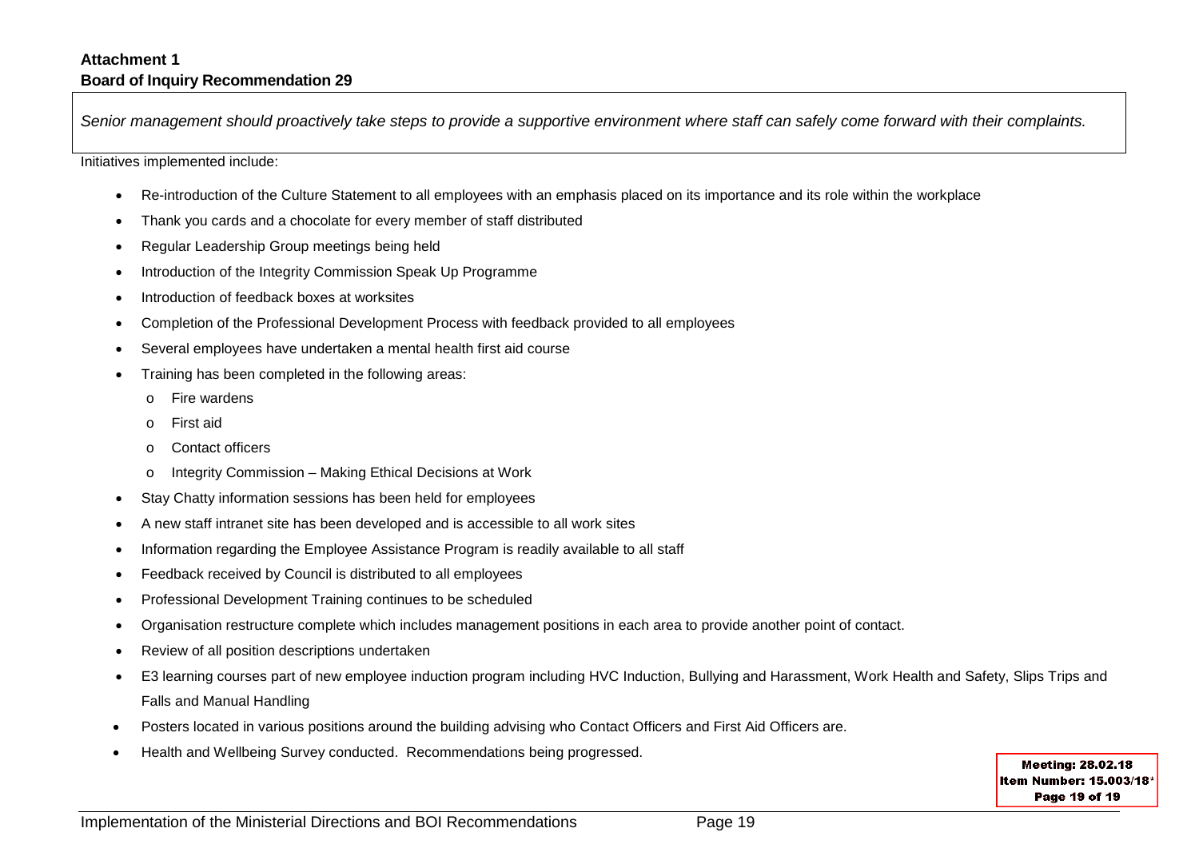**Attachment 1**
**Board of Inquiry Recommendation 29**

*Senior management should proactively take steps to provide a supportive environment where staff can safely come forward with their complaints.*

Initiatives implemented include:

- Re-introduction of the Culture Statement to all employees with an emphasis placed on its importance and its role within the workplace
- Thank you cards and a chocolate for every member of staff distributed
- Regular Leadership Group meetings being held
- Introduction of the Integrity Commission Speak Up Programme
- Introduction of feedback boxes at worksites
- Completion of the Professional Development Process with feedback provided to all employees
- Several employees have undertaken a mental health first aid course
- Training has been completed in the following areas:
  - Fire wardens
  - First aid
  - Contact officers
  - Integrity Commission – Making Ethical Decisions at Work
- Stay Chatty information sessions has been held for employees
- A new staff intranet site has been developed and is accessible to all work sites
- Information regarding the Employee Assistance Program is readily available to all staff
- Feedback received by Council is distributed to all employees
- Professional Development Training continues to be scheduled
- Organisation restructure complete which includes management positions in each area to provide another point of contact.
- Review of all position descriptions undertaken
- E3 learning courses part of new employee induction program including HVC Induction, Bullying and Harassment, Work Health and Safety, Slips Trips and Falls and Manual Handling
- Posters located in various positions around the building advising who Contact Officers and First Aid Officers are.
- Health and Wellbeing Survey conducted. Recommendations being progressed.